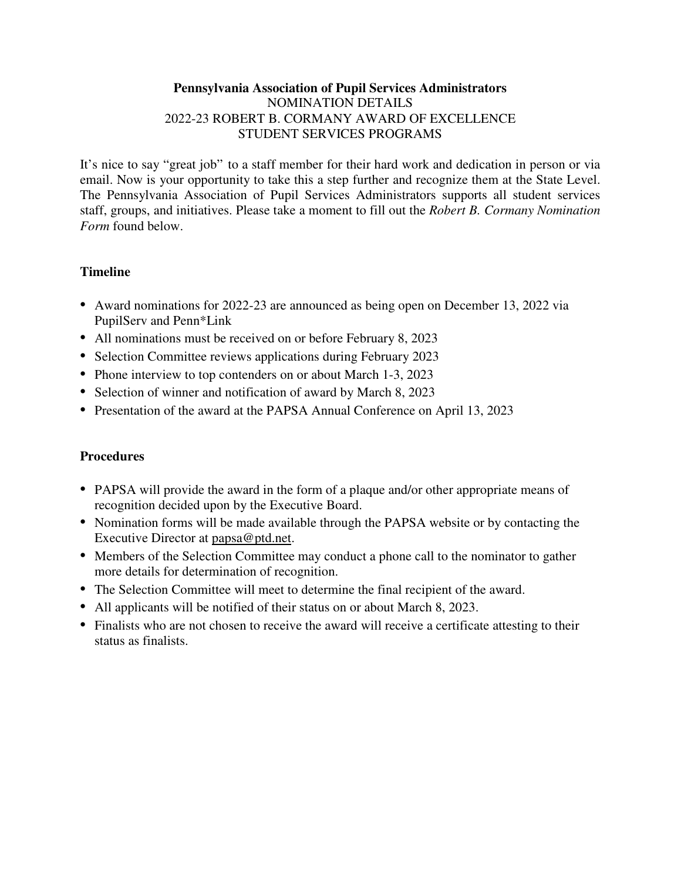**Pennsylvania Association of Pupil Services Administrators**
NOMINATION DETAILS
2022-23 ROBERT B. CORMANY AWARD OF EXCELLENCE
STUDENT SERVICES PROGRAMS

It's nice to say "great job" to a staff member for their hard work and dedication in person or via email. Now is your opportunity to take this a step further and recognize them at the State Level. The Pennsylvania Association of Pupil Services Administrators supports all student services staff, groups, and initiatives. Please take a moment to fill out the *Robert B. Cormany Nomination Form* found below.

## Timeline

- Award nominations for 2022-23 are announced as being open on December 13, 2022 via PupilServ and Penn*Link
- All nominations must be received on or before February 8, 2023
- Selection Committee reviews applications during February 2023
- Phone interview to top contenders on or about March 1-3, 2023
- Selection of winner and notification of award by March 8, 2023
- Presentation of the award at the PAPSA Annual Conference on April 13, 2023

## Procedures

- PAPSA will provide the award in the form of a plaque and/or other appropriate means of recognition decided upon by the Executive Board.
- Nomination forms will be made available through the PAPSA website or by contacting the Executive Director at papsa@ptd.net.
- Members of the Selection Committee may conduct a phone call to the nominator to gather more details for determination of recognition.
- The Selection Committee will meet to determine the final recipient of the award.
- All applicants will be notified of their status on or about March 8, 2023.
- Finalists who are not chosen to receive the award will receive a certificate attesting to their status as finalists.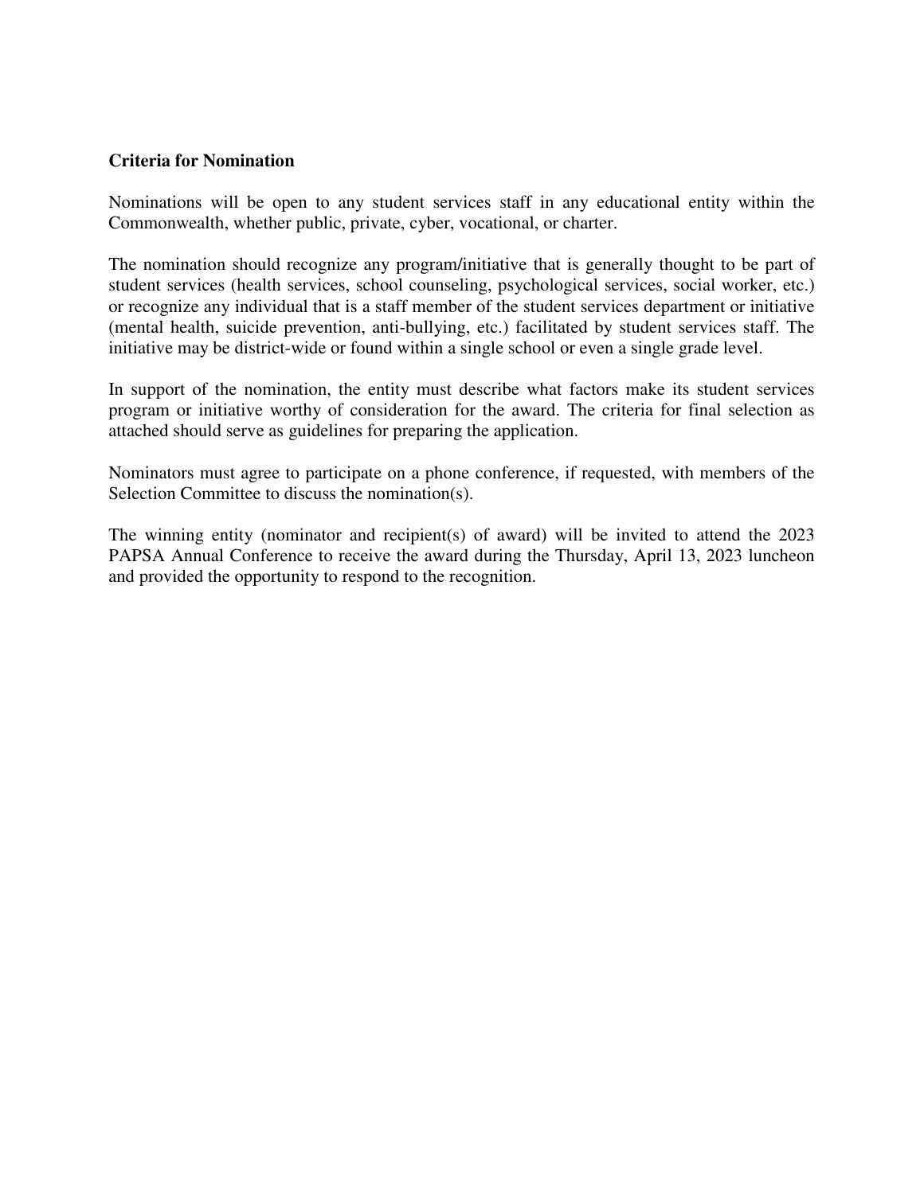**Criteria for Nomination**

Nominations will be open to any student services staff in any educational entity within the Commonwealth, whether public, private, cyber, vocational, or charter.

The nomination should recognize any program/initiative that is generally thought to be part of student services (health services, school counseling, psychological services, social worker, etc.) or recognize any individual that is a staff member of the student services department or initiative (mental health, suicide prevention, anti-bullying, etc.) facilitated by student services staff. The initiative may be district-wide or found within a single school or even a single grade level.

In support of the nomination, the entity must describe what factors make its student services program or initiative worthy of consideration for the award. The criteria for final selection as attached should serve as guidelines for preparing the application.

Nominators must agree to participate on a phone conference, if requested, with members of the Selection Committee to discuss the nomination(s).

The winning entity (nominator and recipient(s) of award) will be invited to attend the 2023 PAPSA Annual Conference to receive the award during the Thursday, April 13, 2023 luncheon and provided the opportunity to respond to the recognition.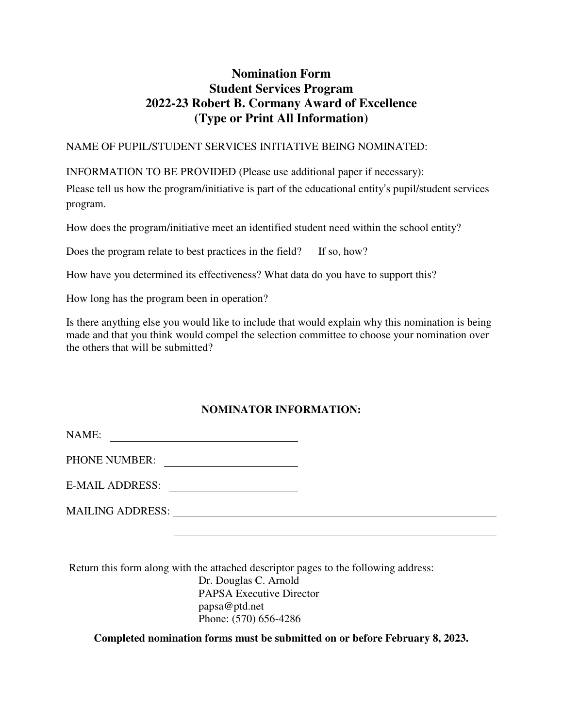# Nomination Form
## Student Services Program
## 2022-23 Robert B. Cormany Award of Excellence
## (Type or Print All Information)

NAME OF PUPIL/STUDENT SERVICES INITIATIVE BEING NOMINATED:

INFORMATION TO BE PROVIDED (Please use additional paper if necessary):

Please tell us how the program/initiative is part of the educational entity's pupil/student services program.

How does the program/initiative meet an identified student need within the school entity?

Does the program relate to best practices in the field? If so, how?

How have you determined its effectiveness? What data do you have to support this?

How long has the program been in operation?

Is there anything else you would like to include that would explain why this nomination is being made and that you think would compel the selection committee to choose your nomination over the others that will be submitted?

**NOMINATOR INFORMATION:**

NAME: ______________________________

PHONE NUMBER: ____________________

E-MAIL ADDRESS: ___________________

MAILING ADDRESS: ____________________________________________________

____________________________________________________

Return this form along with the attached descriptor pages to the following address:

Dr. Douglas C. Arnold
PAPSA Executive Director
papsa@ptd.net
Phone: (570) 656-4286

**Completed nomination forms must be submitted on or before February 8, 2023.**